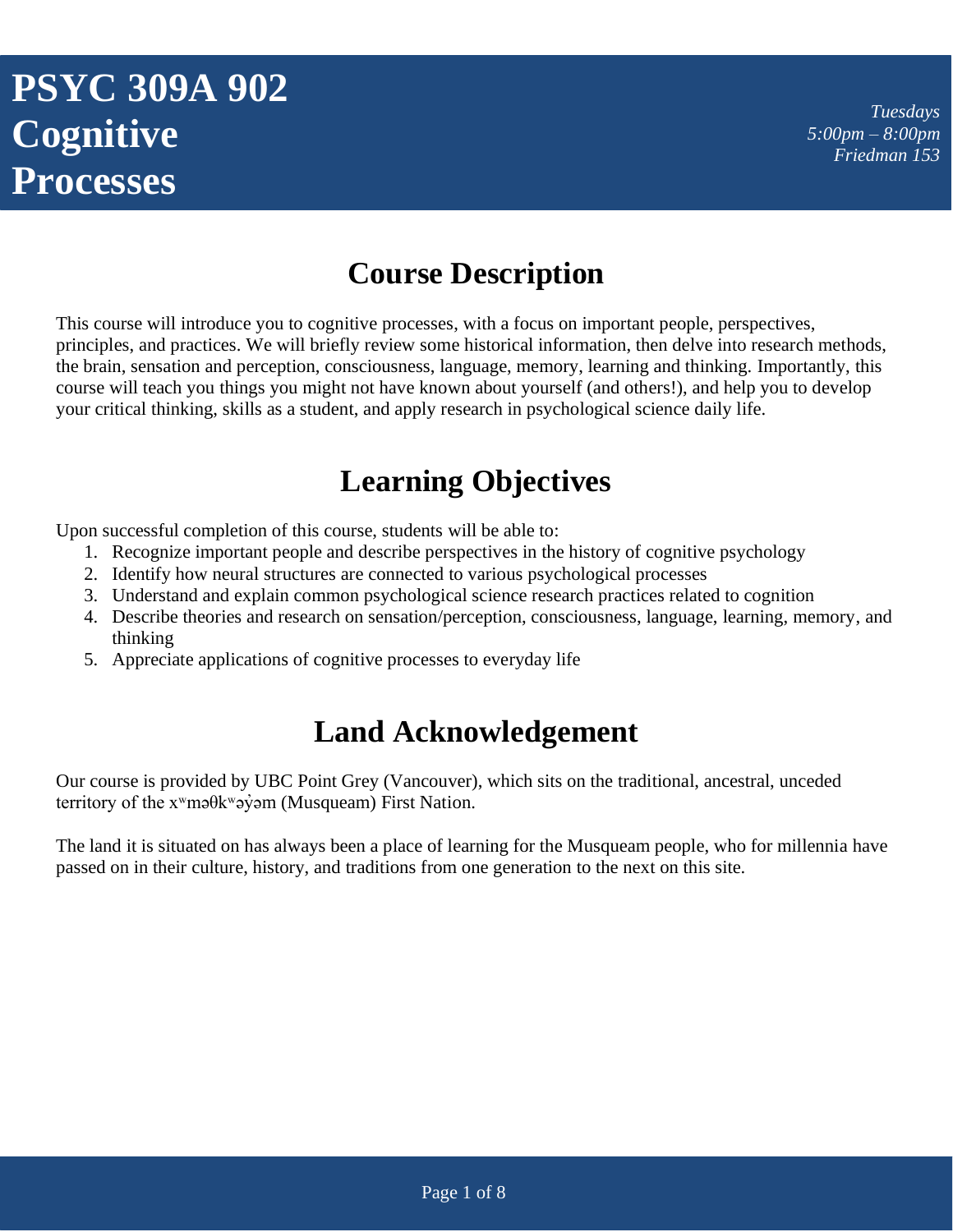# PSYC 309A 902 Cognitive Processes

*Tuesdays*
*5:00pm – 8:00pm*
*Friedman 153*

## Course Description

This course will introduce you to cognitive processes, with a focus on important people, perspectives, principles, and practices. We will briefly review some historical information, then delve into research methods, the brain, sensation and perception, consciousness, language, memory, learning and thinking. Importantly, this course will teach you things you might not have known about yourself (and others!), and help you to develop your critical thinking, skills as a student, and apply research in psychological science daily life.

## Learning Objectives

Upon successful completion of this course, students will be able to:

1. Recognize important people and describe perspectives in the history of cognitive psychology
2. Identify how neural structures are connected to various psychological processes
3. Understand and explain common psychological science research practices related to cognition
4. Describe theories and research on sensation/perception, consciousness, language, learning, memory, and thinking
5. Appreciate applications of cognitive processes to everyday life

## Land Acknowledgement

Our course is provided by UBC Point Grey (Vancouver), which sits on the traditional, ancestral, unceded territory of the xʷməθkʷəy̓əm (Musqueam) First Nation.

The land it is situated on has always been a place of learning for the Musqueam people, who for millennia have passed on in their culture, history, and traditions from one generation to the next on this site.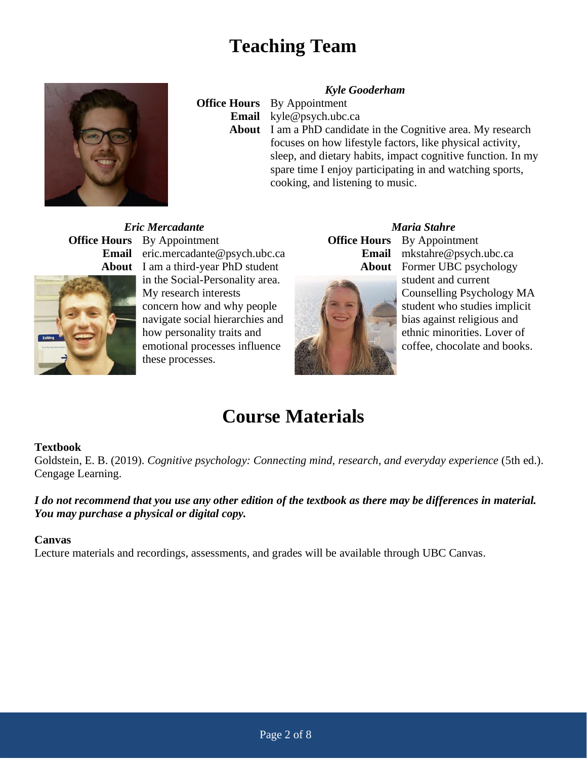# Teaching Team

***Kyle Gooderham***

**Office Hours** By Appointment
**Email** kyle@psych.ubc.ca
**About** I am a PhD candidate in the Cognitive area. My research focuses on how lifestyle factors, like physical activity, sleep, and dietary habits, impact cognitive function. In my spare time I enjoy participating in and watching sports, cooking, and listening to music.

***Eric Mercadante***

**Office Hours** By Appointment
**Email** eric.mercadante@psych.ubc.ca
**About** I am a third-year PhD student in the Social-Personality area. My research interests concern how and why people navigate social hierarchies and how personality traits and emotional processes influence these processes.

***Maria Stahre***

**Office Hours** By Appointment
**Email** mkstahre@psych.ubc.ca
**About** Former UBC psychology student and current Counselling Psychology MA student who studies implicit bias against religious and ethnic minorities. Lover of coffee, chocolate and books.

# Course Materials

**Textbook**
Goldstein, E. B. (2019). *Cognitive psychology: Connecting mind, research, and everyday experience* (5th ed.). Cengage Learning.

***I do not recommend that you use any other edition of the textbook as there may be differences in material. You may purchase a physical or digital copy.***

**Canvas**
Lecture materials and recordings, assessments, and grades will be available through UBC Canvas.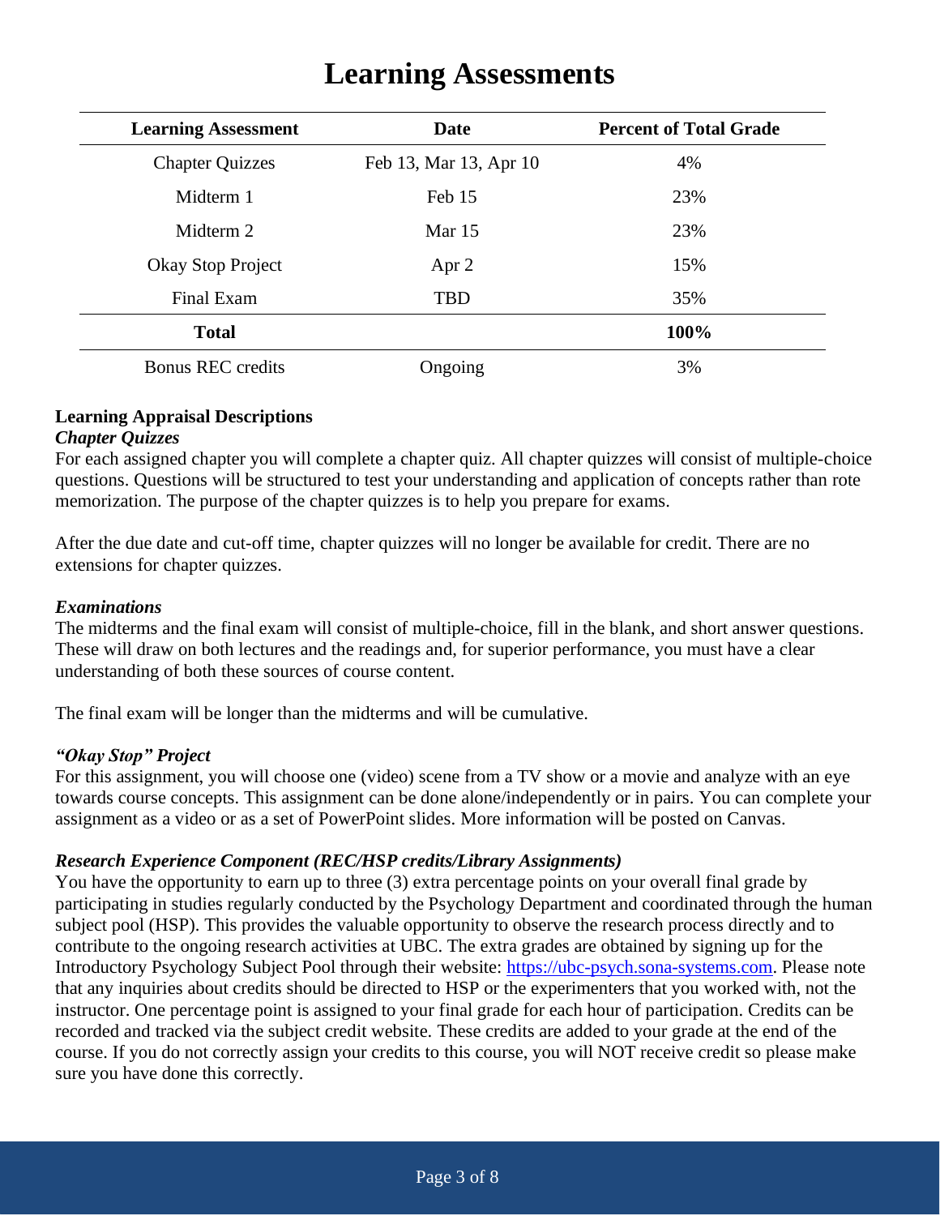# Learning Assessments

| Learning Assessment | Date | Percent of Total Grade |
|---|---|---|
| Chapter Quizzes | Feb 13, Mar 13, Apr 10 | 4% |
| Midterm 1 | Feb 15 | 23% |
| Midterm 2 | Mar 15 | 23% |
| Okay Stop Project | Apr 2 | 15% |
| Final Exam | TBD | 35% |
| **Total** | | **100%** |
| Bonus REC credits | Ongoing | 3% |

**Learning Appraisal Descriptions**

***Chapter Quizzes***

For each assigned chapter you will complete a chapter quiz. All chapter quizzes will consist of multiple-choice questions. Questions will be structured to test your understanding and application of concepts rather than rote memorization. The purpose of the chapter quizzes is to help you prepare for exams.

After the due date and cut-off time, chapter quizzes will no longer be available for credit. There are no extensions for chapter quizzes.

***Examinations***

The midterms and the final exam will consist of multiple-choice, fill in the blank, and short answer questions. These will draw on both lectures and the readings and, for superior performance, you must have a clear understanding of both these sources of course content.

The final exam will be longer than the midterms and will be cumulative.

***"Okay Stop" Project***

For this assignment, you will choose one (video) scene from a TV show or a movie and analyze with an eye towards course concepts. This assignment can be done alone/independently or in pairs. You can complete your assignment as a video or as a set of PowerPoint slides. More information will be posted on Canvas.

***Research Experience Component (REC/HSP credits/Library Assignments)***

You have the opportunity to earn up to three (3) extra percentage points on your overall final grade by participating in studies regularly conducted by the Psychology Department and coordinated through the human subject pool (HSP). This provides the valuable opportunity to observe the research process directly and to contribute to the ongoing research activities at UBC. The extra grades are obtained by signing up for the Introductory Psychology Subject Pool through their website: [https://ubc-psych.sona-systems.com](https://ubc-psych.sona-systems.com). Please note that any inquiries about credits should be directed to HSP or the experimenters that you worked with, not the instructor. One percentage point is assigned to your final grade for each hour of participation. Credits can be recorded and tracked via the subject credit website. These credits are added to your grade at the end of the course. If you do not correctly assign your credits to this course, you will NOT receive credit so please make sure you have done this correctly.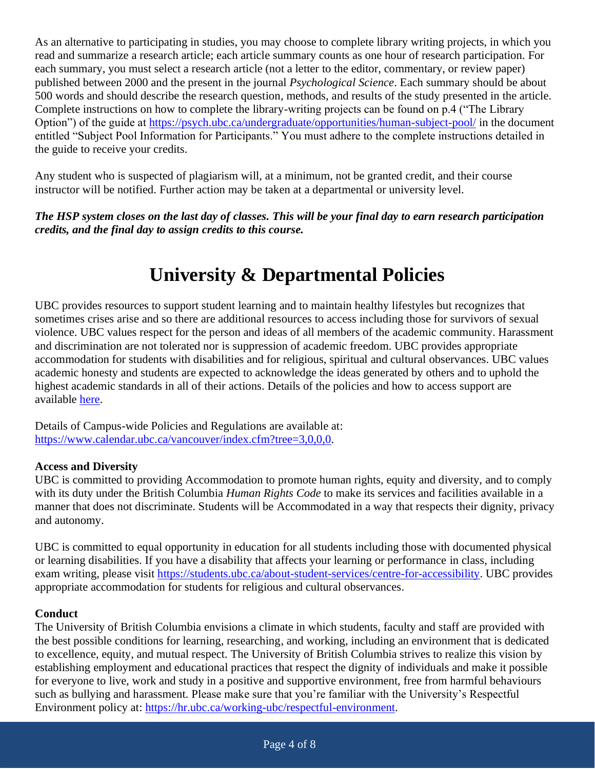As an alternative to participating in studies, you may choose to complete library writing projects, in which you read and summarize a research article; each article summary counts as one hour of research participation. For each summary, you must select a research article (not a letter to the editor, commentary, or review paper) published between 2000 and the present in the journal *Psychological Science*. Each summary should be about 500 words and should describe the research question, methods, and results of the study presented in the article. Complete instructions on how to complete the library-writing projects can be found on p.4 ("The Library Option") of the guide at https://psych.ubc.ca/undergraduate/opportunities/human-subject-pool/ in the document entitled "Subject Pool Information for Participants." You must adhere to the complete instructions detailed in the guide to receive your credits.

Any student who is suspected of plagiarism will, at a minimum, not be granted credit, and their course instructor will be notified. Further action may be taken at a departmental or university level.

***The HSP system closes on the last day of classes. This will be your final day to earn research participation credits, and the final day to assign credits to this course.***

# University & Departmental Policies

UBC provides resources to support student learning and to maintain healthy lifestyles but recognizes that sometimes crises arise and so there are additional resources to access including those for survivors of sexual violence. UBC values respect for the person and ideas of all members of the academic community. Harassment and discrimination are not tolerated nor is suppression of academic freedom. UBC provides appropriate accommodation for students with disabilities and for religious, spiritual and cultural observances. UBC values academic honesty and students are expected to acknowledge the ideas generated by others and to uphold the highest academic standards in all of their actions. Details of the policies and how to access support are available here.

Details of Campus-wide Policies and Regulations are available at: https://www.calendar.ubc.ca/vancouver/index.cfm?tree=3,0,0,0.

**Access and Diversity**

UBC is committed to providing Accommodation to promote human rights, equity and diversity, and to comply with its duty under the British Columbia *Human Rights Code* to make its services and facilities available in a manner that does not discriminate. Students will be Accommodated in a way that respects their dignity, privacy and autonomy.

UBC is committed to equal opportunity in education for all students including those with documented physical or learning disabilities. If you have a disability that affects your learning or performance in class, including exam writing, please visit https://students.ubc.ca/about-student-services/centre-for-accessibility. UBC provides appropriate accommodation for students for religious and cultural observances.

**Conduct**

The University of British Columbia envisions a climate in which students, faculty and staff are provided with the best possible conditions for learning, researching, and working, including an environment that is dedicated to excellence, equity, and mutual respect. The University of British Columbia strives to realize this vision by establishing employment and educational practices that respect the dignity of individuals and make it possible for everyone to live, work and study in a positive and supportive environment, free from harmful behaviours such as bullying and harassment. Please make sure that you're familiar with the University's Respectful Environment policy at: https://hr.ubc.ca/working-ubc/respectful-environment.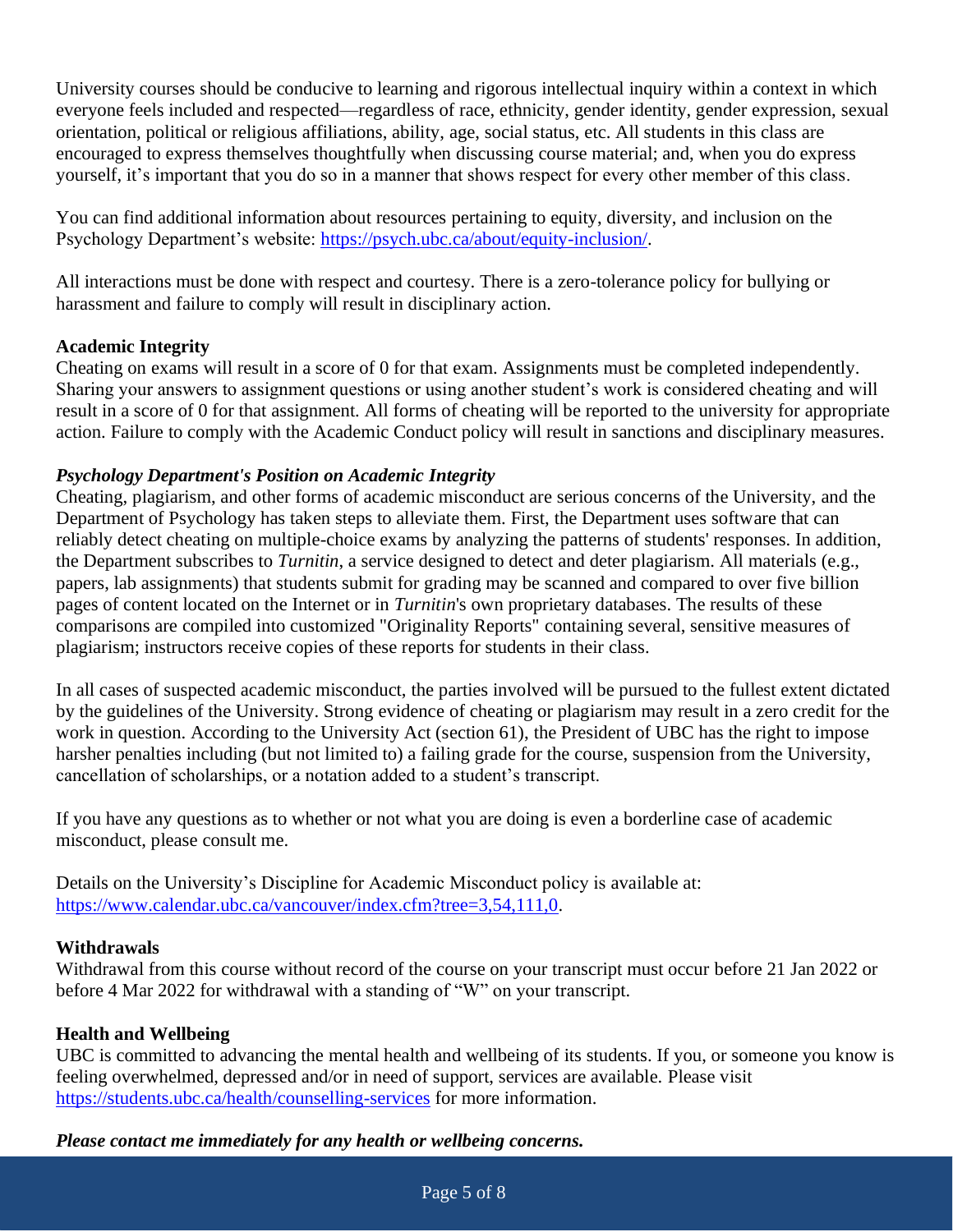University courses should be conducive to learning and rigorous intellectual inquiry within a context in which everyone feels included and respected—regardless of race, ethnicity, gender identity, gender expression, sexual orientation, political or religious affiliations, ability, age, social status, etc. All students in this class are encouraged to express themselves thoughtfully when discussing course material; and, when you do express yourself, it's important that you do so in a manner that shows respect for every other member of this class.

You can find additional information about resources pertaining to equity, diversity, and inclusion on the Psychology Department's website: [https://psych.ubc.ca/about/equity-inclusion/](https://psych.ubc.ca/about/equity-inclusion/).

All interactions must be done with respect and courtesy. There is a zero-tolerance policy for bullying or harassment and failure to comply will result in disciplinary action.

**Academic Integrity**

Cheating on exams will result in a score of 0 for that exam. Assignments must be completed independently. Sharing your answers to assignment questions or using another student's work is considered cheating and will result in a score of 0 for that assignment. All forms of cheating will be reported to the university for appropriate action. Failure to comply with the Academic Conduct policy will result in sanctions and disciplinary measures.

***Psychology Department's Position on Academic Integrity***

Cheating, plagiarism, and other forms of academic misconduct are serious concerns of the University, and the Department of Psychology has taken steps to alleviate them. First, the Department uses software that can reliably detect cheating on multiple-choice exams by analyzing the patterns of students' responses. In addition, the Department subscribes to *Turnitin*, a service designed to detect and deter plagiarism. All materials (e.g., papers, lab assignments) that students submit for grading may be scanned and compared to over five billion pages of content located on the Internet or in *Turnitin*'s own proprietary databases. The results of these comparisons are compiled into customized "Originality Reports" containing several, sensitive measures of plagiarism; instructors receive copies of these reports for students in their class.

In all cases of suspected academic misconduct, the parties involved will be pursued to the fullest extent dictated by the guidelines of the University. Strong evidence of cheating or plagiarism may result in a zero credit for the work in question. According to the University Act (section 61), the President of UBC has the right to impose harsher penalties including (but not limited to) a failing grade for the course, suspension from the University, cancellation of scholarships, or a notation added to a student's transcript.

If you have any questions as to whether or not what you are doing is even a borderline case of academic misconduct, please consult me.

Details on the University's Discipline for Academic Misconduct policy is available at: [https://www.calendar.ubc.ca/vancouver/index.cfm?tree=3,54,111,0](https://www.calendar.ubc.ca/vancouver/index.cfm?tree=3,54,111,0).

**Withdrawals**

Withdrawal from this course without record of the course on your transcript must occur before 21 Jan 2022 or before 4 Mar 2022 for withdrawal with a standing of "W" on your transcript.

**Health and Wellbeing**

UBC is committed to advancing the mental health and wellbeing of its students. If you, or someone you know is feeling overwhelmed, depressed and/or in need of support, services are available. Please visit [https://students.ubc.ca/health/counselling-services](https://students.ubc.ca/health/counselling-services) for more information.

***Please contact me immediately for any health or wellbeing concerns.***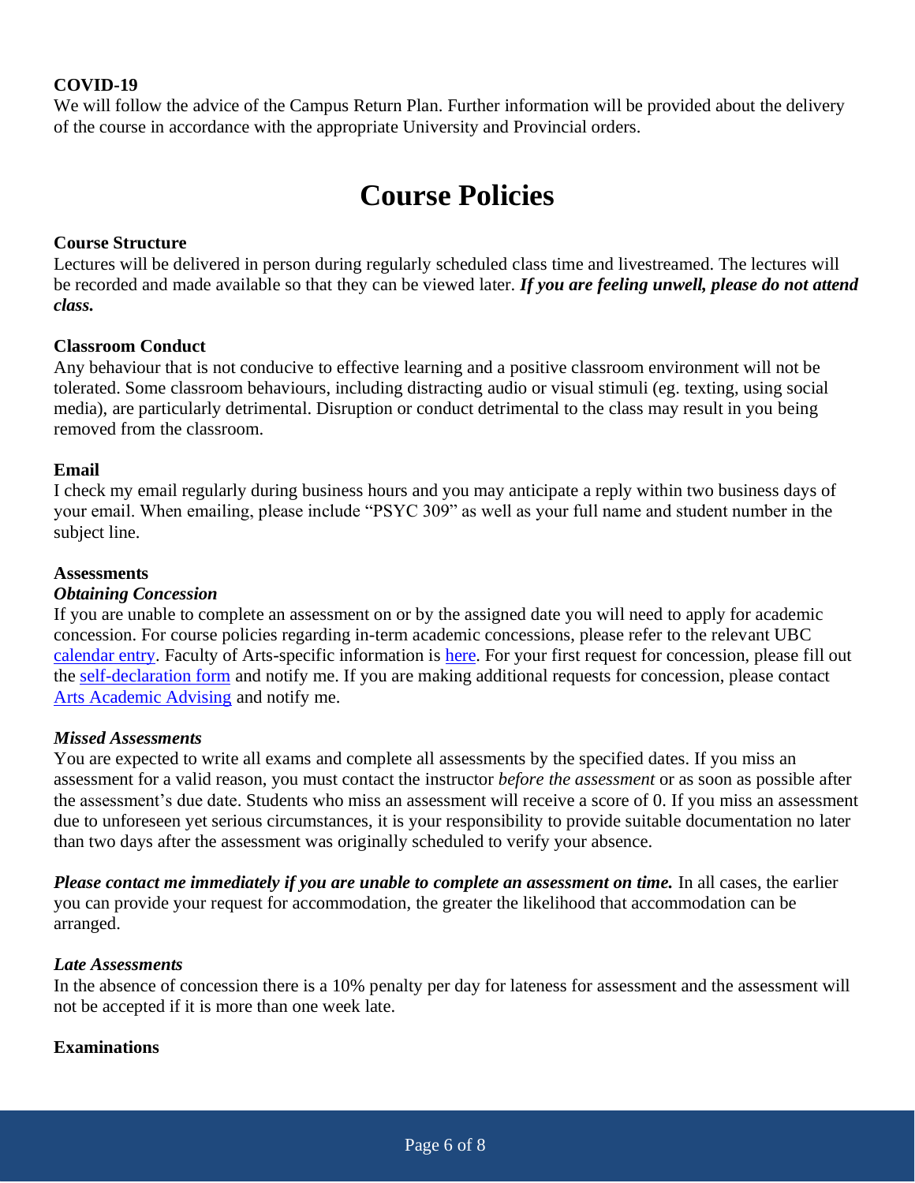**COVID-19**

We will follow the advice of the Campus Return Plan. Further information will be provided about the delivery of the course in accordance with the appropriate University and Provincial orders.

# Course Policies

**Course Structure**

Lectures will be delivered in person during regularly scheduled class time and livestreamed. The lectures will be recorded and made available so that they can be viewed later. ***If you are feeling unwell, please do not attend class.***

**Classroom Conduct**

Any behaviour that is not conducive to effective learning and a positive classroom environment will not be tolerated. Some classroom behaviours, including distracting audio or visual stimuli (eg. texting, using social media), are particularly detrimental. Disruption or conduct detrimental to the class may result in you being removed from the classroom.

**Email**

I check my email regularly during business hours and you may anticipate a reply within two business days of your email. When emailing, please include "PSYC 309" as well as your full name and student number in the subject line.

**Assessments**

***Obtaining Concession***

If you are unable to complete an assessment on or by the assigned date you will need to apply for academic concession. For course policies regarding in-term academic concessions, please refer to the relevant UBC calendar entry. Faculty of Arts-specific information is here. For your first request for concession, please fill out the self-declaration form and notify me. If you are making additional requests for concession, please contact Arts Academic Advising and notify me.

***Missed Assessments***

You are expected to write all exams and complete all assessments by the specified dates. If you miss an assessment for a valid reason, you must contact the instructor *before the assessment* or as soon as possible after the assessment's due date. Students who miss an assessment will receive a score of 0. If you miss an assessment due to unforeseen yet serious circumstances, it is your responsibility to provide suitable documentation no later than two days after the assessment was originally scheduled to verify your absence.

***Please contact me immediately if you are unable to complete an assessment on time.*** In all cases, the earlier you can provide your request for accommodation, the greater the likelihood that accommodation can be arranged.

***Late Assessments***

In the absence of concession there is a 10% penalty per day for lateness for assessment and the assessment will not be accepted if it is more than one week late.

**Examinations**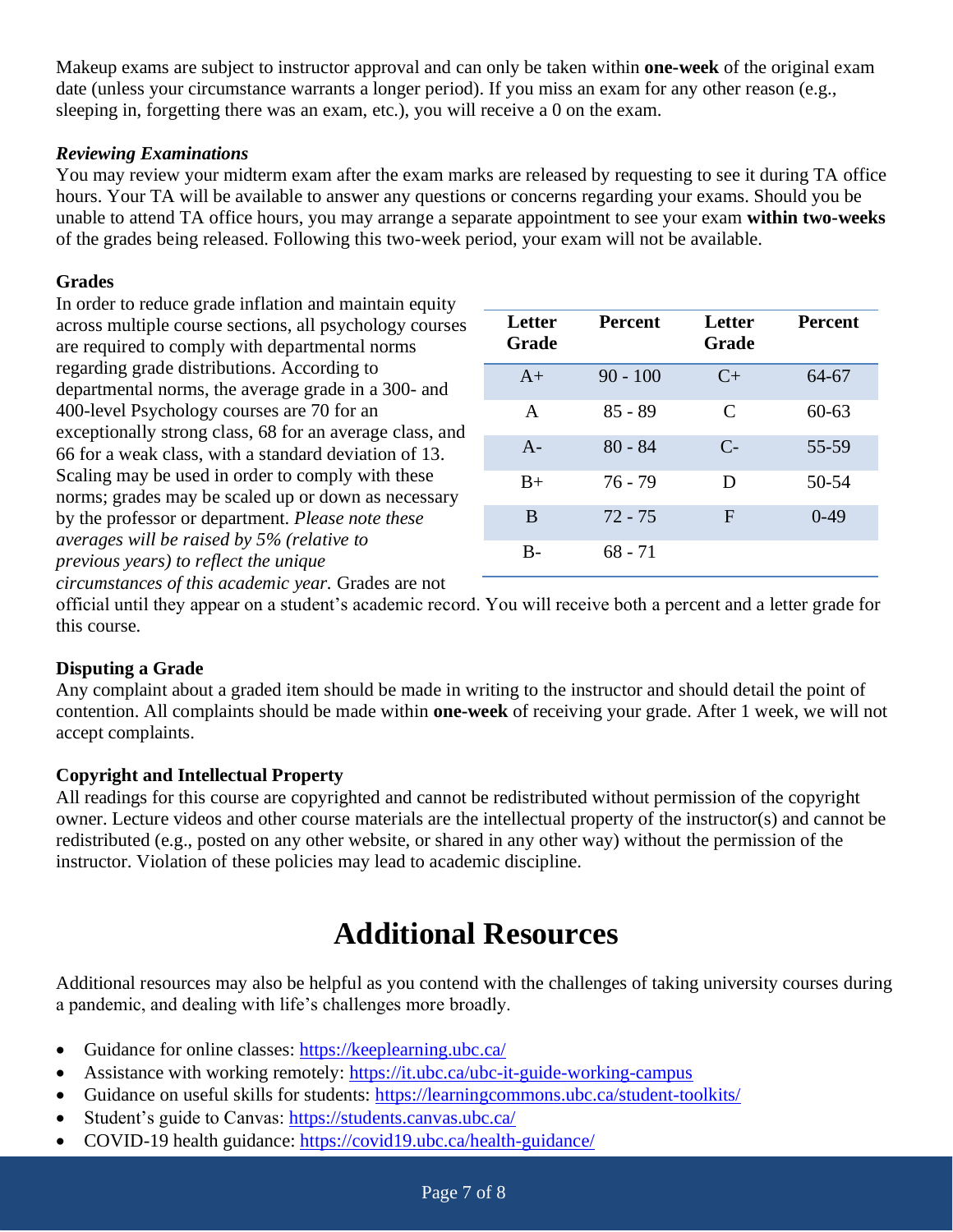Makeup exams are subject to instructor approval and can only be taken within **one-week** of the original exam date (unless your circumstance warrants a longer period). If you miss an exam for any other reason (e.g., sleeping in, forgetting there was an exam, etc.), you will receive a 0 on the exam.

***Reviewing Examinations***

You may review your midterm exam after the exam marks are released by requesting to see it during TA office hours. Your TA will be available to answer any questions or concerns regarding your exams. Should you be unable to attend TA office hours, you may arrange a separate appointment to see your exam **within two-weeks** of the grades being released. Following this two-week period, your exam will not be available.

**Grades**

In order to reduce grade inflation and maintain equity across multiple course sections, all psychology courses are required to comply with departmental norms regarding grade distributions. According to departmental norms, the average grade in a 300- and 400-level Psychology courses are 70 for an exceptionally strong class, 68 for an average class, and 66 for a weak class, with a standard deviation of 13. Scaling may be used in order to comply with these norms; grades may be scaled up or down as necessary by the professor or department. *Please note these averages will be raised by 5% (relative to previous years) to reflect the unique circumstances of this academic year.* Grades are not official until they appear on a student's academic record. You will receive both a percent and a letter grade for this course.

| Letter Grade | Percent | Letter Grade | Percent |
|---|---|---|---|
| A+ | 90 - 100 | C+ | 64-67 |
| A | 85 - 89 | C | 60-63 |
| A- | 80 - 84 | C- | 55-59 |
| B+ | 76 - 79 | D | 50-54 |
| B | 72 - 75 | F | 0-49 |
| B- | 68 - 71 | | |

**Disputing a Grade**

Any complaint about a graded item should be made in writing to the instructor and should detail the point of contention. All complaints should be made within **one-week** of receiving your grade. After 1 week, we will not accept complaints.

**Copyright and Intellectual Property**

All readings for this course are copyrighted and cannot be redistributed without permission of the copyright owner. Lecture videos and other course materials are the intellectual property of the instructor(s) and cannot be redistributed (e.g., posted on any other website, or shared in any other way) without the permission of the instructor. Violation of these policies may lead to academic discipline.

# Additional Resources

Additional resources may also be helpful as you contend with the challenges of taking university courses during a pandemic, and dealing with life's challenges more broadly.

- Guidance for online classes: https://keeplearning.ubc.ca/
- Assistance with working remotely: https://it.ubc.ca/ubc-it-guide-working-campus
- Guidance on useful skills for students: https://learningcommons.ubc.ca/student-toolkits/
- Student's guide to Canvas: https://students.canvas.ubc.ca/
- COVID-19 health guidance: https://covid19.ubc.ca/health-guidance/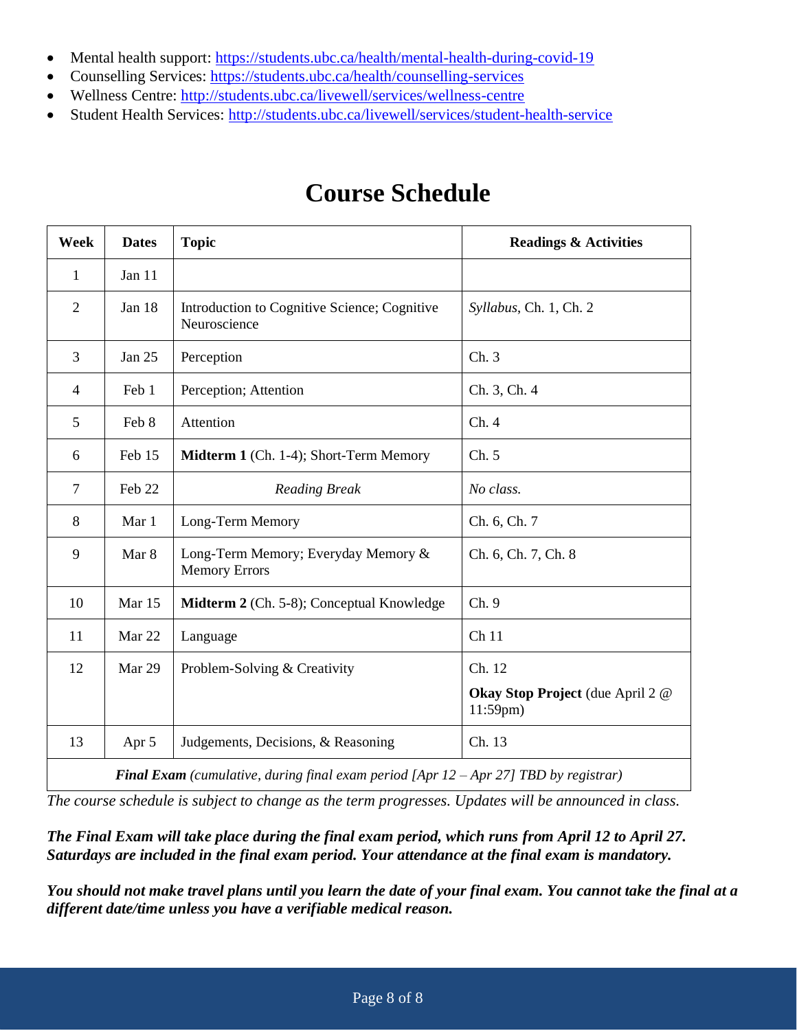- Mental health support: https://students.ubc.ca/health/mental-health-during-covid-19
- Counselling Services: https://students.ubc.ca/health/counselling-services
- Wellness Centre: http://students.ubc.ca/livewell/services/wellness-centre
- Student Health Services: http://students.ubc.ca/livewell/services/student-health-service

# Course Schedule

| Week | Dates | Topic | Readings & Activities |
| --- | --- | --- | --- |
| 1 | Jan 11 | | |
| 2 | Jan 18 | Introduction to Cognitive Science; Cognitive Neuroscience | *Syllabus*, Ch. 1, Ch. 2 |
| 3 | Jan 25 | Perception | Ch. 3 |
| 4 | Feb 1 | Perception; Attention | Ch. 3, Ch. 4 |
| 5 | Feb 8 | Attention | Ch. 4 |
| 6 | Feb 15 | **Midterm 1** (Ch. 1-4); Short-Term Memory | Ch. 5 |
| 7 | Feb 22 | *Reading Break* | *No class.* |
| 8 | Mar 1 | Long-Term Memory | Ch. 6, Ch. 7 |
| 9 | Mar 8 | Long-Term Memory; Everyday Memory & Memory Errors | Ch. 6, Ch. 7, Ch. 8 |
| 10 | Mar 15 | **Midterm 2** (Ch. 5-8); Conceptual Knowledge | Ch. 9 |
| 11 | Mar 22 | Language | Ch 11 |
| 12 | Mar 29 | Problem-Solving & Creativity | Ch. 12<br>**Okay Stop Project** (due April 2 @ 11:59pm) |
| 13 | Apr 5 | Judgements, Decisions, & Reasoning | Ch. 13 |
| ***Final Exam*** *(cumulative, during final exam period [Apr 12 – Apr 27] TBD by registrar)* | | | |

*The course schedule is subject to change as the term progresses. Updates will be announced in class.*

***The Final Exam will take place during the final exam period, which runs from April 12 to April 27. Saturdays are included in the final exam period. Your attendance at the final exam is mandatory.***

***You should not make travel plans until you learn the date of your final exam. You cannot take the final at a different date/time unless you have a verifiable medical reason.***